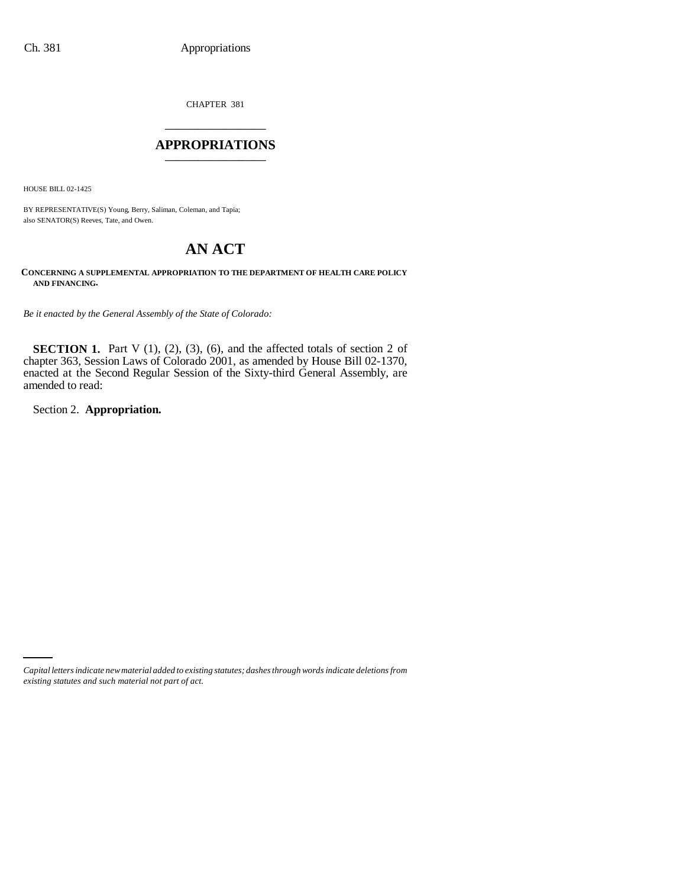CHAPTER 381

# APPROPRIATIONS

HOUSE BILL 02-1425

BY REPRESENTATIVE(S) Young, Berry, Saliman, Coleman, and Tapia;
also SENATOR(S) Reeves, Tate, and Owen.

# AN ACT

**CONCERNING A SUPPLEMENTAL APPROPRIATION TO THE DEPARTMENT OF HEALTH CARE POLICY AND FINANCING.**

*Be it enacted by the General Assembly of the State of Colorado:*

**SECTION 1.** Part V (1), (2), (3), (6), and the affected totals of section 2 of chapter 363, Session Laws of Colorado 2001, as amended by House Bill 02-1370, enacted at the Second Regular Session of the Sixty-third General Assembly, are amended to read:

Section 2. **Appropriation.**

*Capital letters indicate new material added to existing statutes; dashes through words indicate deletions from existing statutes and such material not part of act.*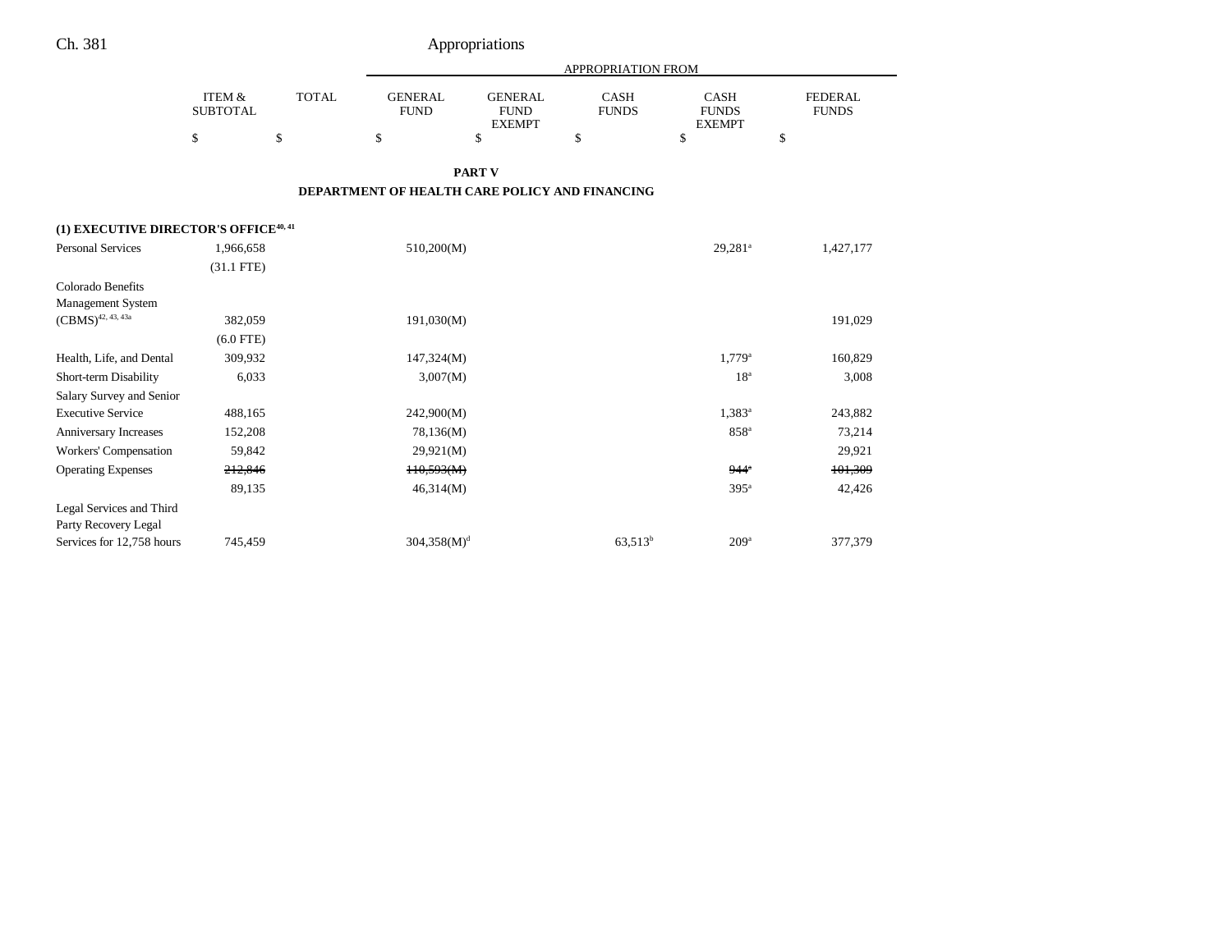| | ITEM & SUBTOTAL | TOTAL | GENERAL FUND | GENERAL FUND EXEMPT | CASH FUNDS | CASH FUNDS EXEMPT | FEDERAL FUNDS |
|---|---|---|---|---|---|---|---|
| | | | APPROPRIATION FROM | | | | |
| | $ | $ | $ | $ | $ | $ | $ |

**PART V**

**DEPARTMENT OF HEALTH CARE POLICY AND FINANCING**

| | ITEM & SUBTOTAL | TOTAL | GENERAL FUND | GENERAL FUND EXEMPT | CASH FUNDS | CASH FUNDS EXEMPT | FEDERAL FUNDS |
|---|---|---|---|---|---|---|---|
| **(1) EXECUTIVE DIRECTOR'S OFFICE**[40, 41] | | | | | | | |
| Personal Services | 1,966,658 | | 510,200(M) | | | 29,281[a] | 1,427,177 |
| | (31.1 FTE) | | | | | | |
| Colorado Benefits Management System (CBMS)[42, 43, 43a] | 382,059 | | 191,030(M) | | | | 191,029 |
| | (6.0 FTE) | | | | | | |
| Health, Life, and Dental | 309,932 | | 147,324(M) | | | 1,779[a] | 160,829 |
| Short-term Disability | 6,033 | | 3,007(M) | | | 18[a] | 3,008 |
| Salary Survey and Senior Executive Service | 488,165 | | 242,900(M) | | | 1,383[a] | 243,882 |
| Anniversary Increases | 152,208 | | 78,136(M) | | | 858[a] | 73,214 |
| Workers' Compensation | 59,842 | | 29,921(M) | | | | 29,921 |
| Operating Expenses | ~~212,846~~ | | ~~110,593(M)~~ | | | ~~944[a]~~ | ~~101,309~~ |
| | 89,135 | | 46,314(M) | | | 395[a] | 42,426 |
| Legal Services and Third Party Recovery Legal Services for 12,758 hours | 745,459 | | 304,358(M)[d] | | 63,513[b] | 209[a] | 377,379 |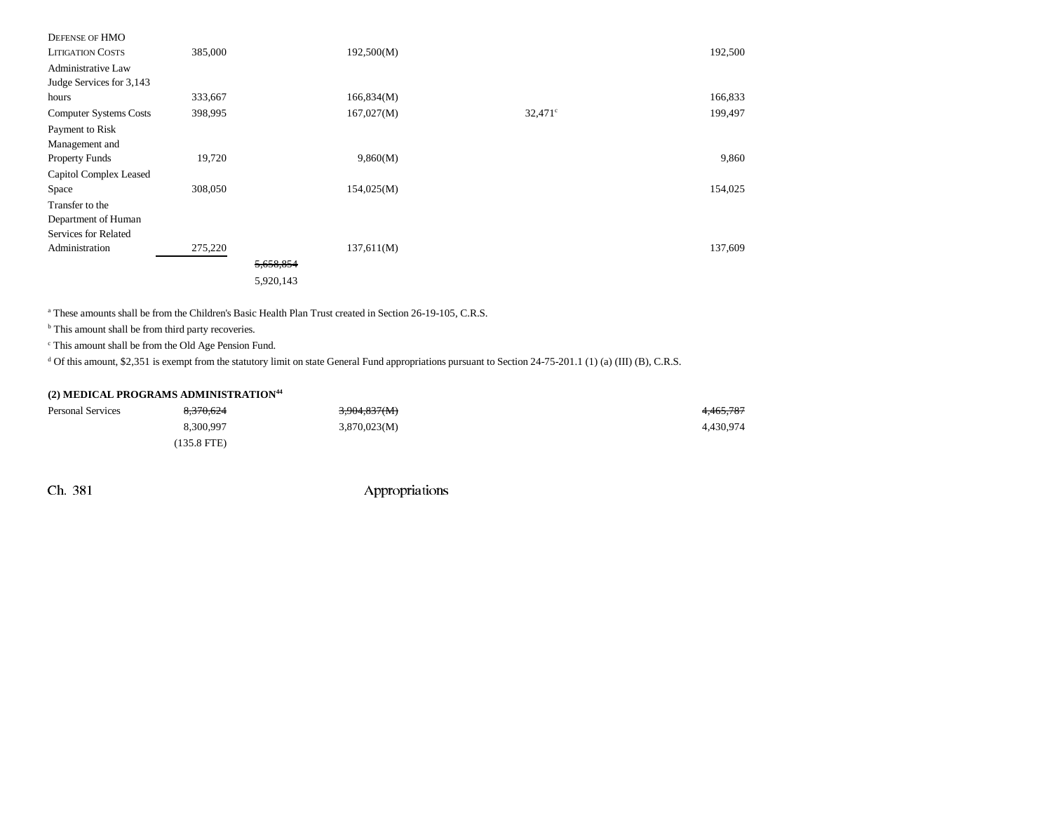| | | | | | | |
|---|---|---|---|---|---|---|
| DEFENSE OF HMO LITIGATION COSTS | 385,000 | | 192,500(M) | | | 192,500 |
| Administrative Law Judge Services for 3,143 hours | 333,667 | | 166,834(M) | | | 166,833 |
| Computer Systems Costs | 398,995 | | 167,027(M) | | 32,471[c] | 199,497 |
| Payment to Risk Management and Property Funds | 19,720 | | 9,860(M) | | | 9,860 |
| Capitol Complex Leased Space | 308,050 | | 154,025(M) | | | 154,025 |
| Transfer to the Department of Human Services for Related Administration | 275,220 | | 137,611(M) | | | 137,609 |
| | | ~~5,658,854~~ | | | | |
| | | 5,920,143 | | | | |

[a] These amounts shall be from the Children's Basic Health Plan Trust created in Section 26-19-105, C.R.S.

[b] This amount shall be from third party recoveries.

[c] This amount shall be from the Old Age Pension Fund.

[d] Of this amount, $2,351 is exempt from the statutory limit on state General Fund appropriations pursuant to Section 24-75-201.1 (1) (a) (III) (B), C.R.S.

**(2) MEDICAL PROGRAMS ADMINISTRATION[44]**

| | | | | | | |
|---|---|---|---|---|---|---|
| Personal Services | ~~8,370,624~~ | | ~~3,904,837(M)~~ | | | ~~4,465,787~~ |
| | 8,300,997 | | 3,870,023(M) | | | 4,430,974 |
| | (135.8 FTE) | | | | | |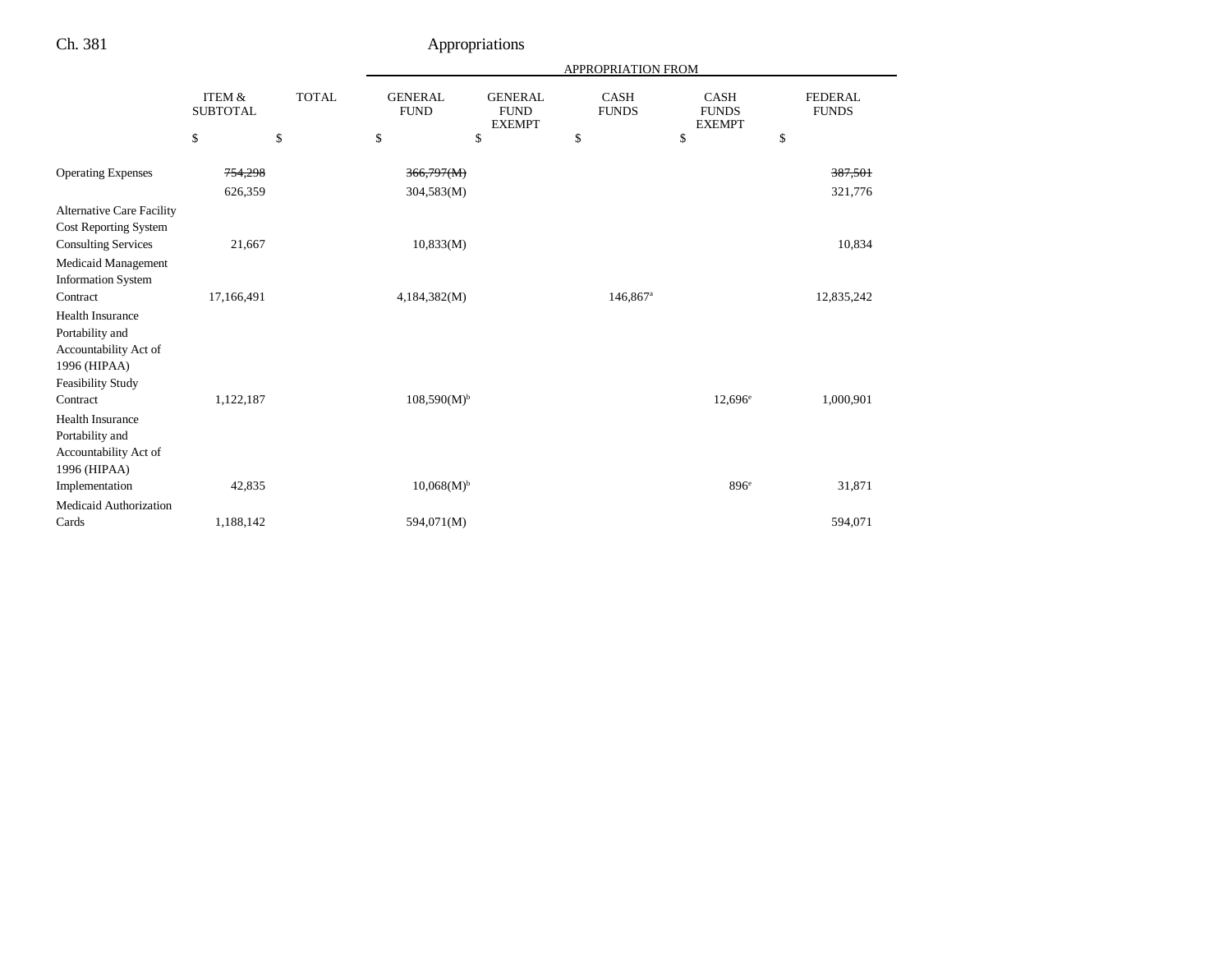Ch. 381 Appropriations

| | ITEM & SUBTOTAL | TOTAL | APPROPRIATION FROM | | | | |
|---|---|---|---|---|---|---|---|
| | | | GENERAL FUND | GENERAL FUND EXEMPT | CASH FUNDS | CASH FUNDS EXEMPT | FEDERAL FUNDS |
| | $ | $ | $ | $ | $ | $ | $ |
| Operating Expenses | ~~754,298~~ | | ~~366,797(M)~~ | | | | ~~387,501~~ |
| | 626,359 | | 304,583(M) | | | | 321,776 |
| Alternative Care Facility Cost Reporting System Consulting Services | 21,667 | | 10,833(M) | | | | 10,834 |
| Medicaid Management Information System Contract | 17,166,491 | | 4,184,382(M) | | 146,867[a] | | 12,835,242 |
| Health Insurance Portability and Accountability Act of 1996 (HIPAA) Feasibility Study Contract | 1,122,187 | | 108,590(M)[b] | | | 12,696[e] | 1,000,901 |
| Health Insurance Portability and Accountability Act of 1996 (HIPAA) Implementation | 42,835 | | 10,068(M)[b] | | | 896[e] | 31,871 |
| Medicaid Authorization Cards | 1,188,142 | | 594,071(M) | | | | 594,071 |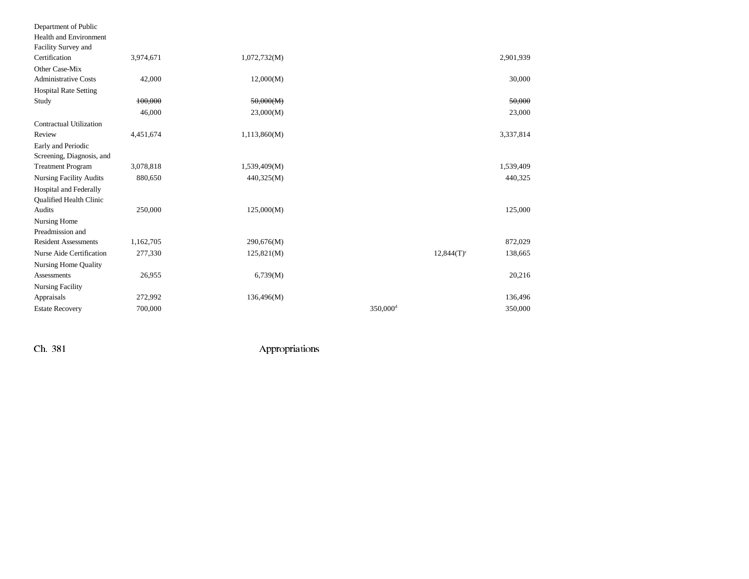| | | | | | |
|---|---|---|---|---|---|
| Department of Public Health and Environment Facility Survey and Certification | 3,974,671 | 1,072,732(M) | | | 2,901,939 |
| Other Case-Mix Administrative Costs | 42,000 | 12,000(M) | | | 30,000 |
| Hospital Rate Setting Study | ~~100,000~~ | ~~50,000(M)~~ | | | ~~50,000~~ |
| | 46,000 | 23,000(M) | | | 23,000 |
| Contractual Utilization Review | 4,451,674 | 1,113,860(M) | | | 3,337,814 |
| Early and Periodic Screening, Diagnosis, and Treatment Program | 3,078,818 | 1,539,409(M) | | | 1,539,409 |
| Nursing Facility Audits | 880,650 | 440,325(M) | | | 440,325 |
| Hospital and Federally Qualified Health Clinic Audits | 250,000 | 125,000(M) | | | 125,000 |
| Nursing Home Preadmission and Resident Assessments | 1,162,705 | 290,676(M) | | | 872,029 |
| Nurse Aide Certification | 277,330 | 125,821(M) | | 12,844(T)[c] | 138,665 |
| Nursing Home Quality Assessments | 26,955 | 6,739(M) | | | 20,216 |
| Nursing Facility Appraisals | 272,992 | 136,496(M) | | | 136,496 |
| Estate Recovery | 700,000 | | 350,000[d] | | 350,000 |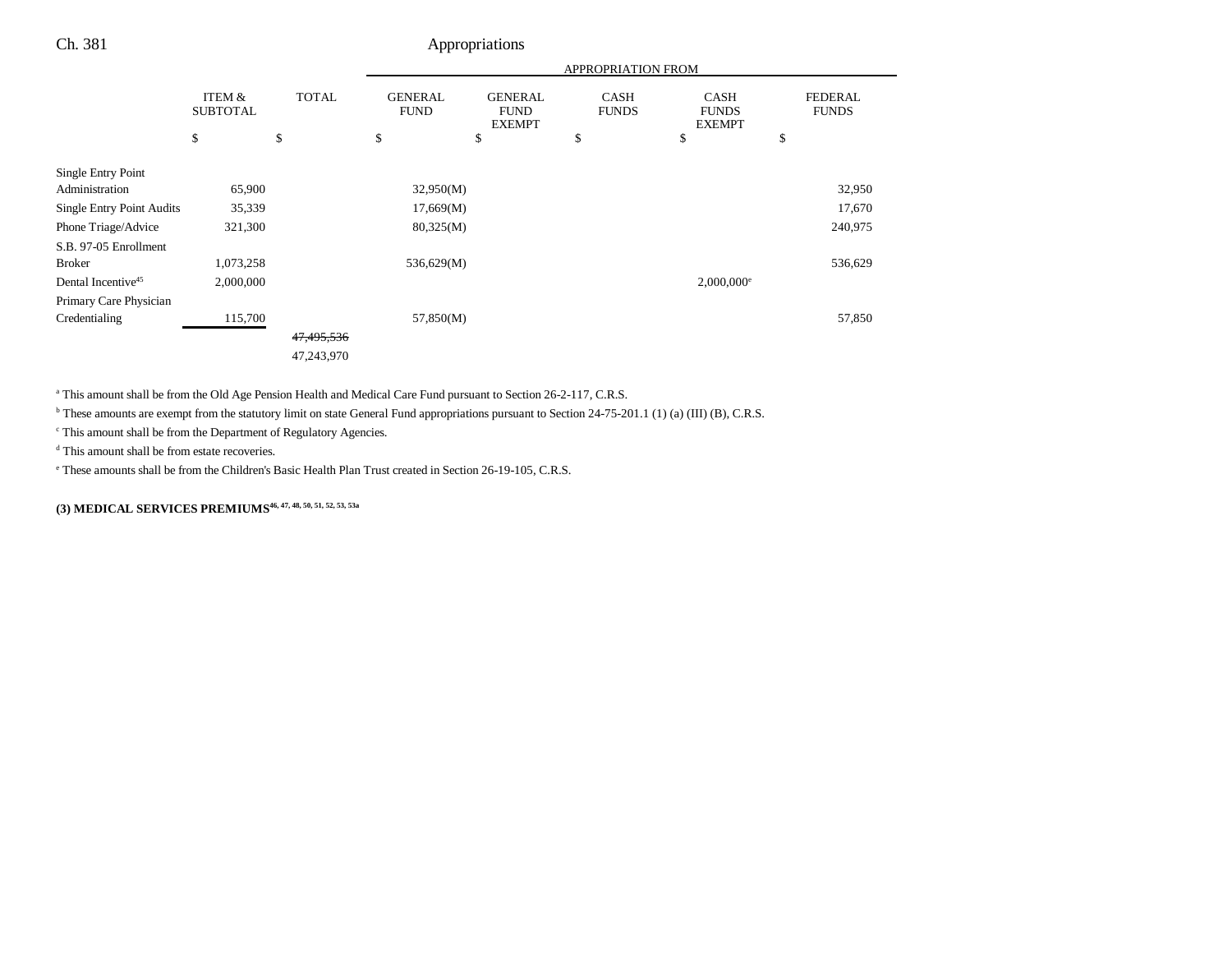| | ITEM & SUBTOTAL | TOTAL | APPROPRIATION FROM GENERAL FUND | GENERAL FUND EXEMPT | CASH FUNDS | CASH FUNDS EXEMPT | FEDERAL FUNDS |
|---|---|---|---|---|---|---|---|
| | $ | $ | $ | $ | $ | $ | $ |
| Single Entry Point Administration | 65,900 | | 32,950(M) | | | | 32,950 |
| Single Entry Point Audits | 35,339 | | 17,669(M) | | | | 17,670 |
| Phone Triage/Advice | 321,300 | | 80,325(M) | | | | 240,975 |
| S.B. 97-05 Enrollment Broker | 1,073,258 | | 536,629(M) | | | | 536,629 |
| Dental Incentive[45] | 2,000,000 | | | | | 2,000,000[e] | |
| Primary Care Physician Credentialing | 115,700 | | 57,850(M) | | | | 57,850 |
| | | ~~47,495,536~~ | | | | | |
| | | 47,243,970 | | | | | |

[a] This amount shall be from the Old Age Pension Health and Medical Care Fund pursuant to Section 26-2-117, C.R.S.

[b] These amounts are exempt from the statutory limit on state General Fund appropriations pursuant to Section 24-75-201.1 (1) (a) (III) (B), C.R.S.

[c] This amount shall be from the Department of Regulatory Agencies.

[d] This amount shall be from estate recoveries.

[e] These amounts shall be from the Children's Basic Health Plan Trust created in Section 26-19-105, C.R.S.

**(3) MEDICAL SERVICES PREMIUMS[46, 47, 48, 50, 51, 52, 53, 53a]**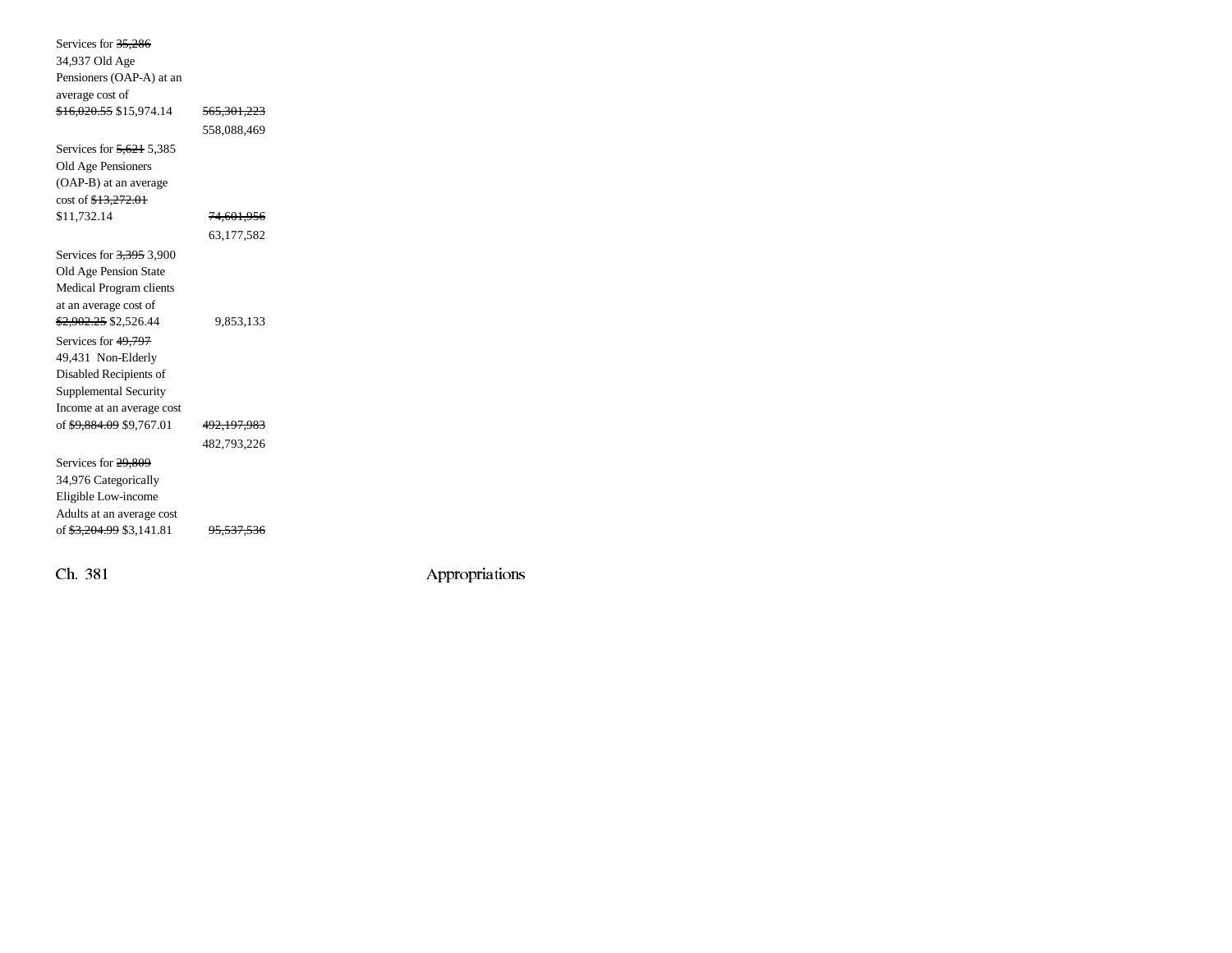Services for ~~35,286~~ 34,937 Old Age Pensioners (OAP-A) at an average cost of ~~$16,020.55~~ $15,974.14 ~~565,301,223~~ 558,088,469

Services for ~~5,621~~ 5,385 Old Age Pensioners (OAP-B) at an average cost of ~~$13,272.01~~ $11,732.14 ~~74,601,956~~ 63,177,582

Services for ~~3,395~~ 3,900 Old Age Pension State Medical Program clients at an average cost of ~~$2,902.25~~ $2,526.44 9,853,133

Services for ~~49,797~~ 49,431 Non-Elderly Disabled Recipients of Supplemental Security Income at an average cost of ~~$9,884.09~~ $9,767.01 ~~492,197,983~~ 482,793,226

Services for ~~29,809~~ 34,976 Categorically Eligible Low-income Adults at an average cost of ~~$3,204.99~~ $3,141.81 ~~95,537,536~~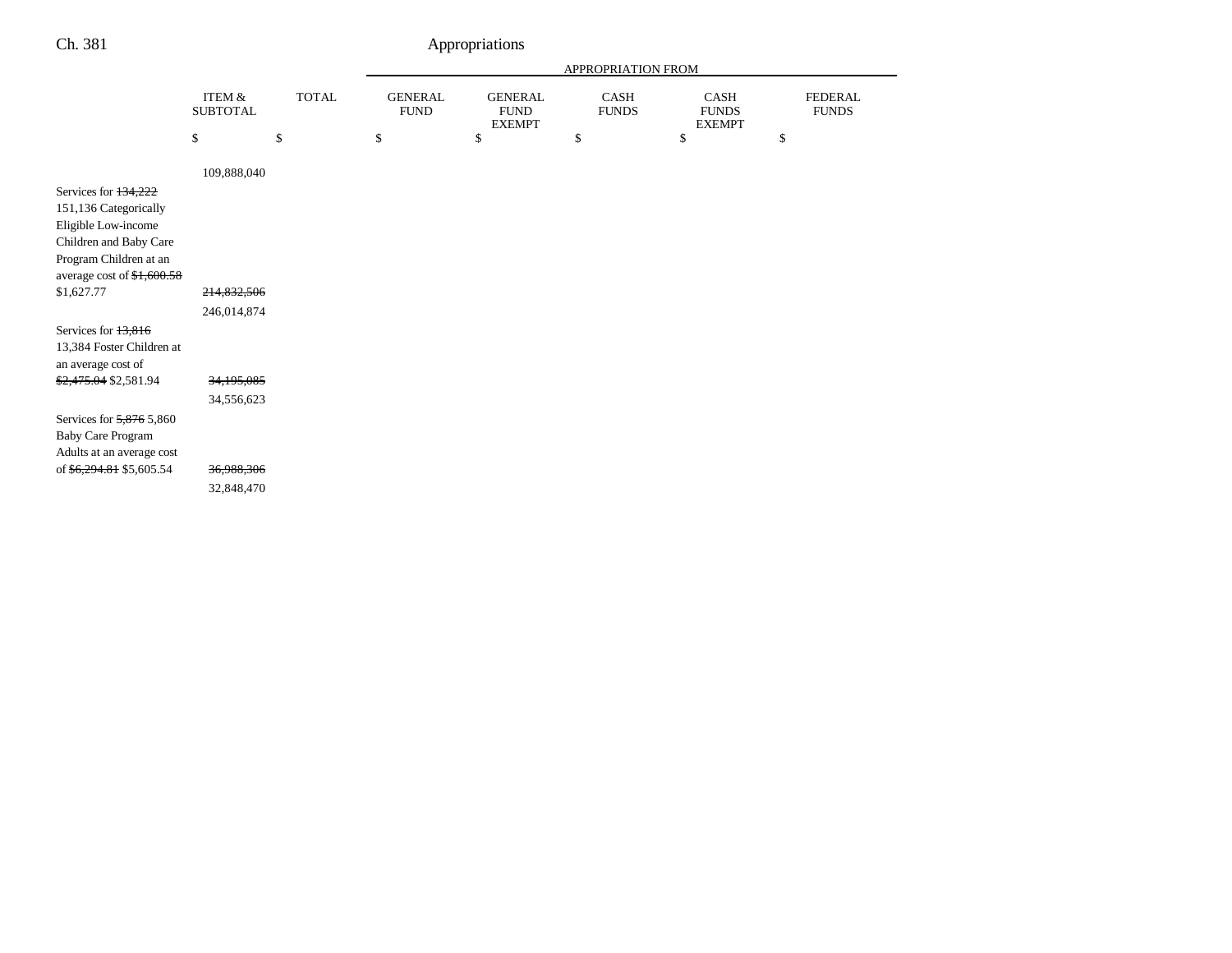| | ITEM & SUBTOTAL | TOTAL | GENERAL FUND | GENERAL FUND EXEMPT | CASH FUNDS | CASH FUNDS EXEMPT | FEDERAL FUNDS |
|---|---|---|---|---|---|---|---|
| | | | APPROPRIATION FROM | | | | |
| | $ | $ | $ | $ | $ | $ | $ |
| | 109,888,040 | | | | | | |
| Services for ~~134,222~~ 151,136 Categorically Eligible Low-income Children and Baby Care Program Children at an average cost of ~~$1,600.58~~ $1,627.77 | ~~214,832,506~~ 246,014,874 | | | | | | |
| Services for ~~13,816~~ 13,384 Foster Children at an average cost of ~~$2,475.04~~ $2,581.94 | ~~34,195,085~~ 34,556,623 | | | | | | |
| Services for ~~5,876~~ 5,860 Baby Care Program Adults at an average cost of ~~$6,294.81~~ $5,605.54 | ~~36,988,306~~ 32,848,470 | | | | | | |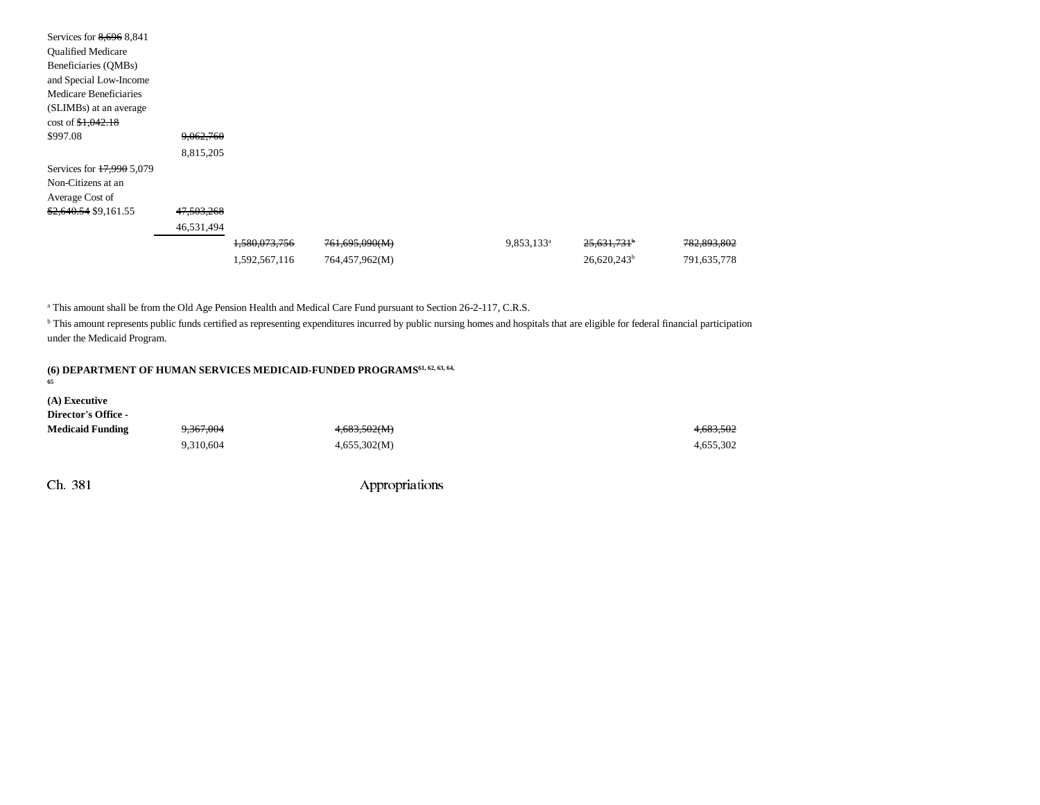| | | | | | | |
|---|---|---|---|---|---|---|
| Services for ~~8,696~~ 8,841 Qualified Medicare Beneficiaries (QMBs) and Special Low-Income Medicare Beneficiaries (SLIMBs) at an average cost of ~~$1,042.18~~ $997.08 | ~~9,062,760~~ 8,815,205 | | | | | |
| Services for ~~17,990~~ 5,079 Non-Citizens at an Average Cost of ~~$2,640.54~~ $9,161.55 | ~~47,503,268~~ 46,531,494 | | | | | |
| | | ~~1,580,073,756~~ 1,592,567,116 | ~~761,695,090(M)~~ 764,457,962(M) | 9,853,133[a] | ~~25,631,731[b]~~ 26,620,243[b] | ~~782,893,802~~ 791,635,778 |

[a] This amount shall be from the Old Age Pension Health and Medical Care Fund pursuant to Section 26-2-117, C.R.S.

[b] This amount represents public funds certified as representing expenditures incurred by public nursing homes and hospitals that are eligible for federal financial participation under the Medicaid Program.

**(6) DEPARTMENT OF HUMAN SERVICES MEDICAID-FUNDED PROGRAMS[61, 62, 63, 64, 65]**

| | | | | | | |
|---|---|---|---|---|---|---|
| **(A) Executive Director's Office - Medicaid Funding** | ~~9,367,004~~ 9,310,604 | | ~~4,683,502(M)~~ 4,655,302(M) | | | ~~4,683,502~~ 4,655,302 |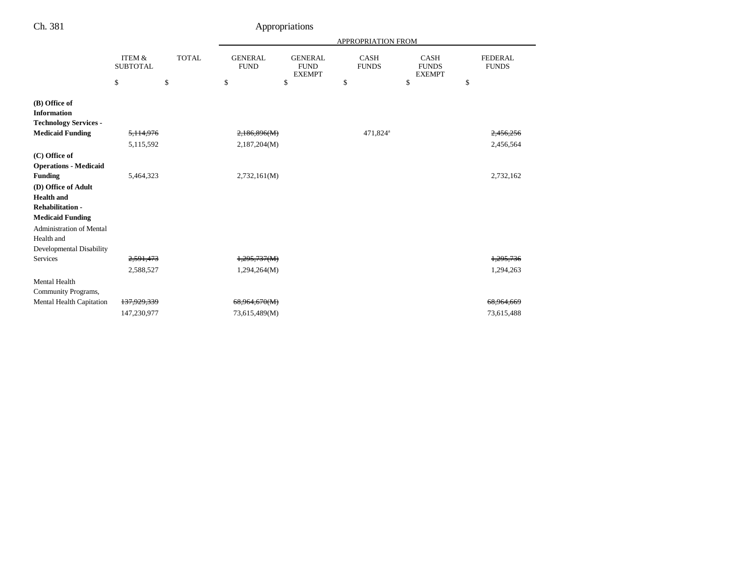| | ITEM & SUBTOTAL | TOTAL | GENERAL FUND | GENERAL FUND EXEMPT | CASH FUNDS | CASH FUNDS EXEMPT | FEDERAL FUNDS |
|---|---|---|---|---|---|---|---|
| | | | APPROPRIATION FROM | | | | |
| | $ | $ | $ | $ | $ | $ | $ |
| **(B) Office of Information Technology Services - Medicaid Funding** | ~~5,114,976~~ | | ~~2,186,896(M)~~ | | 471,824[a] | | ~~2,456,256~~ |
| | 5,115,592 | | 2,187,204(M) | | | | 2,456,564 |
| **(C) Office of Operations - Medicaid Funding** | 5,464,323 | | 2,732,161(M) | | | | 2,732,162 |
| **(D) Office of Adult Health and Rehabilitation - Medicaid Funding** | | | | | | | |
| Administration of Mental Health and Developmental Disability Services | ~~2,591,473~~ | | ~~1,295,737(M)~~ | | | | ~~1,295,736~~ |
| | 2,588,527 | | 1,294,264(M) | | | | 1,294,263 |
| Mental Health Community Programs, Mental Health Capitation | ~~137,929,339~~ | | ~~68,964,670(M)~~ | | | | ~~68,964,669~~ |
| | 147,230,977 | | 73,615,489(M) | | | | 73,615,488 |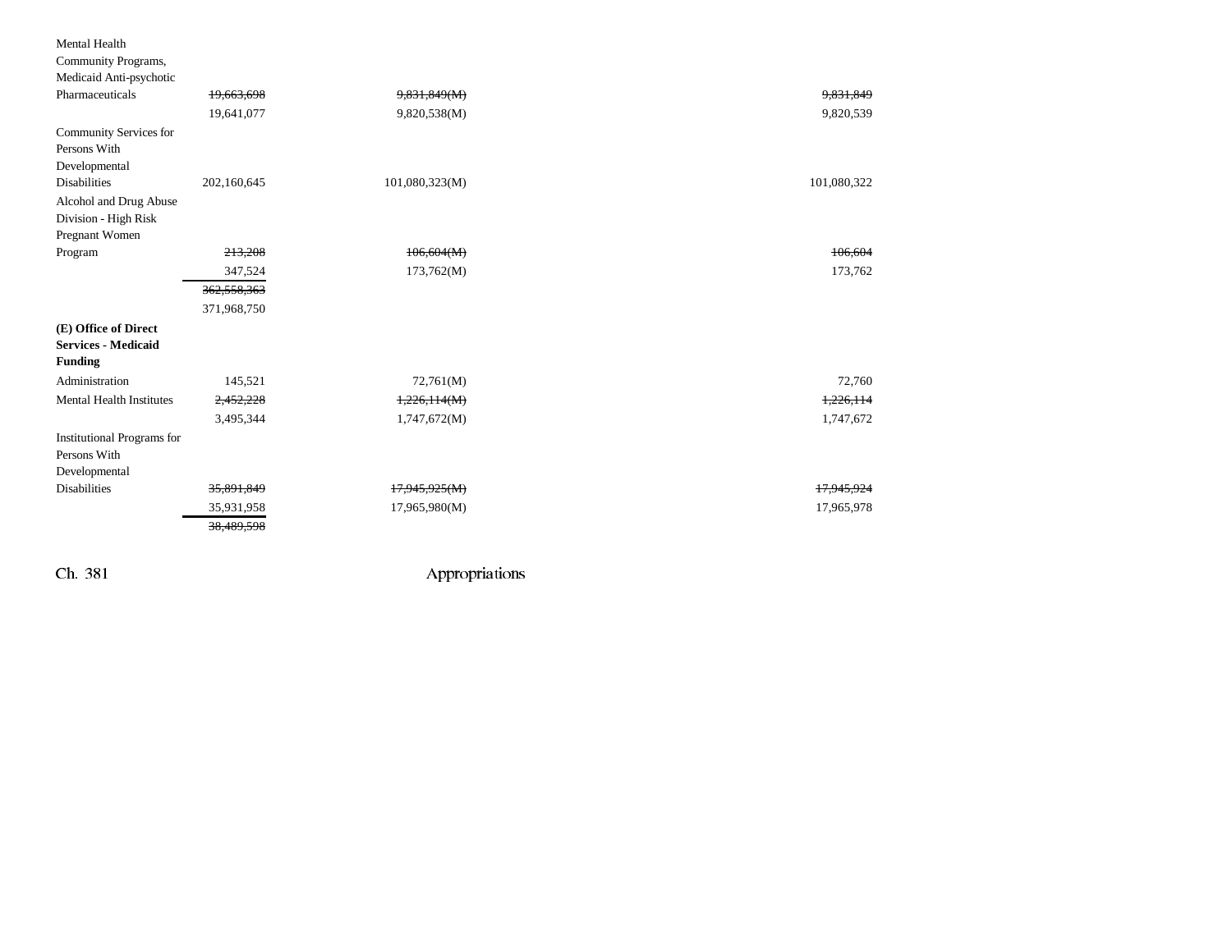| | | | | |
|---|---|---|---|---|
| Mental Health Community Programs, Medicaid Anti-psychotic Pharmaceuticals | ~~19,663,698~~ | ~~9,831,849(M)~~ | | ~~9,831,849~~ |
| | 19,641,077 | 9,820,538(M) | | 9,820,539 |
| Community Services for Persons With Developmental Disabilities | 202,160,645 | 101,080,323(M) | | 101,080,322 |
| Alcohol and Drug Abuse Division - High Risk Pregnant Women Program | ~~213,208~~ | ~~106,604(M)~~ | | ~~106,604~~ |
| | 347,524 | 173,762(M) | | 173,762 |
| | ~~362,558,363~~ | | | |
| | 371,968,750 | | | |
| **(E) Office of Direct Services - Medicaid Funding** | | | | |
| Administration | 145,521 | 72,761(M) | | 72,760 |
| Mental Health Institutes | ~~2,452,228~~ | ~~1,226,114(M)~~ | | ~~1,226,114~~ |
| | 3,495,344 | 1,747,672(M) | | 1,747,672 |
| Institutional Programs for Persons With Developmental Disabilities | ~~35,891,849~~ | ~~17,945,925(M)~~ | | ~~17,945,924~~ |
| | 35,931,958 | 17,965,980(M) | | 17,965,978 |
| | ~~38,489,598~~ | | | |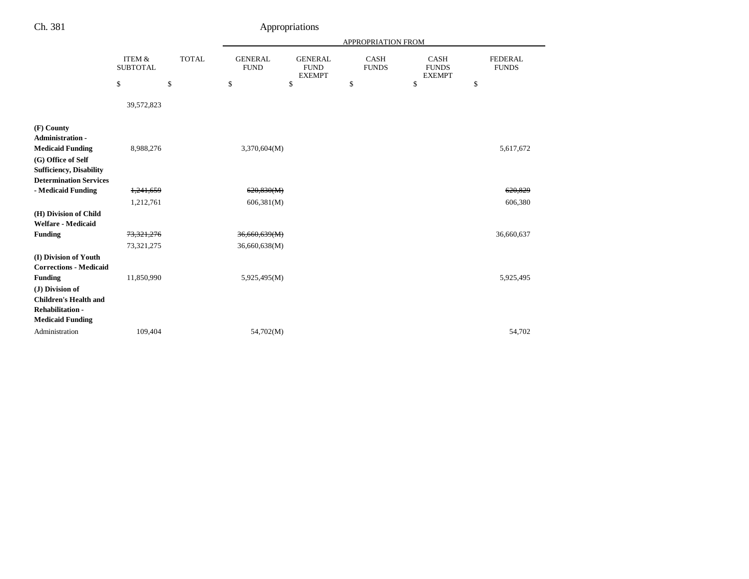| | ITEM & SUBTOTAL | TOTAL | APPROPRIATION FROM GENERAL FUND | GENERAL FUND EXEMPT | CASH FUNDS | CASH FUNDS EXEMPT | FEDERAL FUNDS |
|---|---|---|---|---|---|---|---|
| | $ | $ | $ | $ | $ | $ | $ |
| | 39,572,823 | | | | | | |
| **(F) County Administration - Medicaid Funding** | 8,988,276 | | 3,370,604(M) | | | | 5,617,672 |
| **(G) Office of Self Sufficiency, Disability Determination Services - Medicaid Funding** | ~~1,241,659~~ | | ~~620,830(M)~~ | | | | ~~620,829~~ |
| | 1,212,761 | | 606,381(M) | | | | 606,380 |
| **(H) Division of Child Welfare - Medicaid Funding** | ~~73,321,276~~ | | ~~36,660,639(M)~~ | | | | 36,660,637 |
| | 73,321,275 | | 36,660,638(M) | | | | |
| **(I) Division of Youth Corrections - Medicaid Funding** | 11,850,990 | | 5,925,495(M) | | | | 5,925,495 |
| **(J) Division of Children's Health and Rehabilitation - Medicaid Funding** | | | | | | | |
| Administration | 109,404 | | 54,702(M) | | | | 54,702 |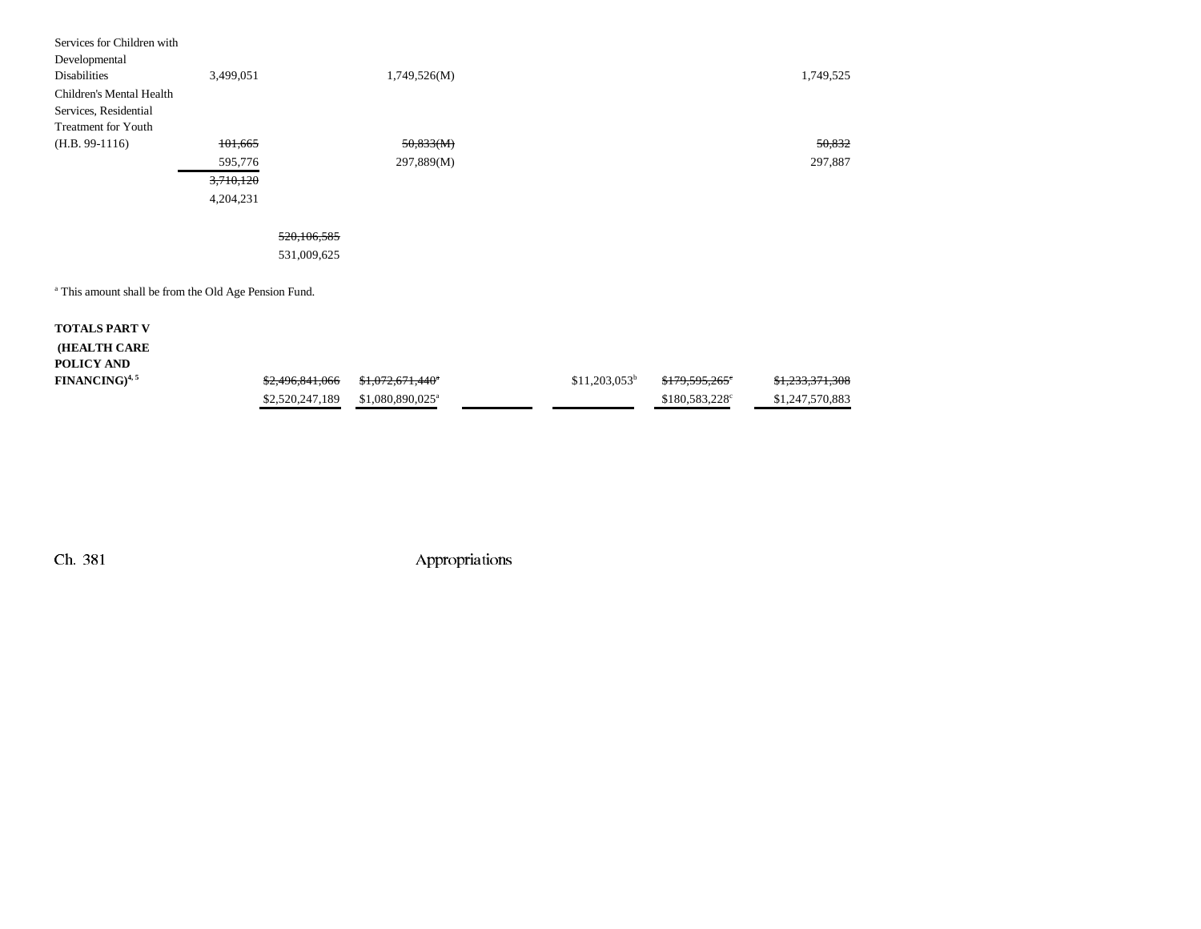| | | | | | | |
|---|---|---|---|---|---|---|
| Services for Children with Developmental Disabilities | 3,499,051 | | 1,749,526(M) | | | 1,749,525 |
| Children's Mental Health Services, Residential Treatment for Youth (H.B. 99-1116) | ~~101,665~~ 595,776 | | ~~50,833(M)~~ 297,889(M) | | | ~~50,832~~ 297,887 |
| | ~~3,710,120~~ 4,204,231 | | | | | |
| | | ~~520,106,585~~ 531,009,625 | | | | |

[a] This amount shall be from the Old Age Pension Fund.

| | | | | | | |
|---|---|---|---|---|---|---|
| **TOTALS PART V (HEALTH CARE POLICY AND FINANCING)**[4, 5] | ~~$2,496,841,066~~ $2,520,247,189 | ~~$1,072,671,440[a]~~ $1,080,890,025[a] | | $11,203,053[b] | ~~$179,595,265[c]~~ $180,583,228[c] | ~~$1,233,371,308~~ $1,247,570,883 |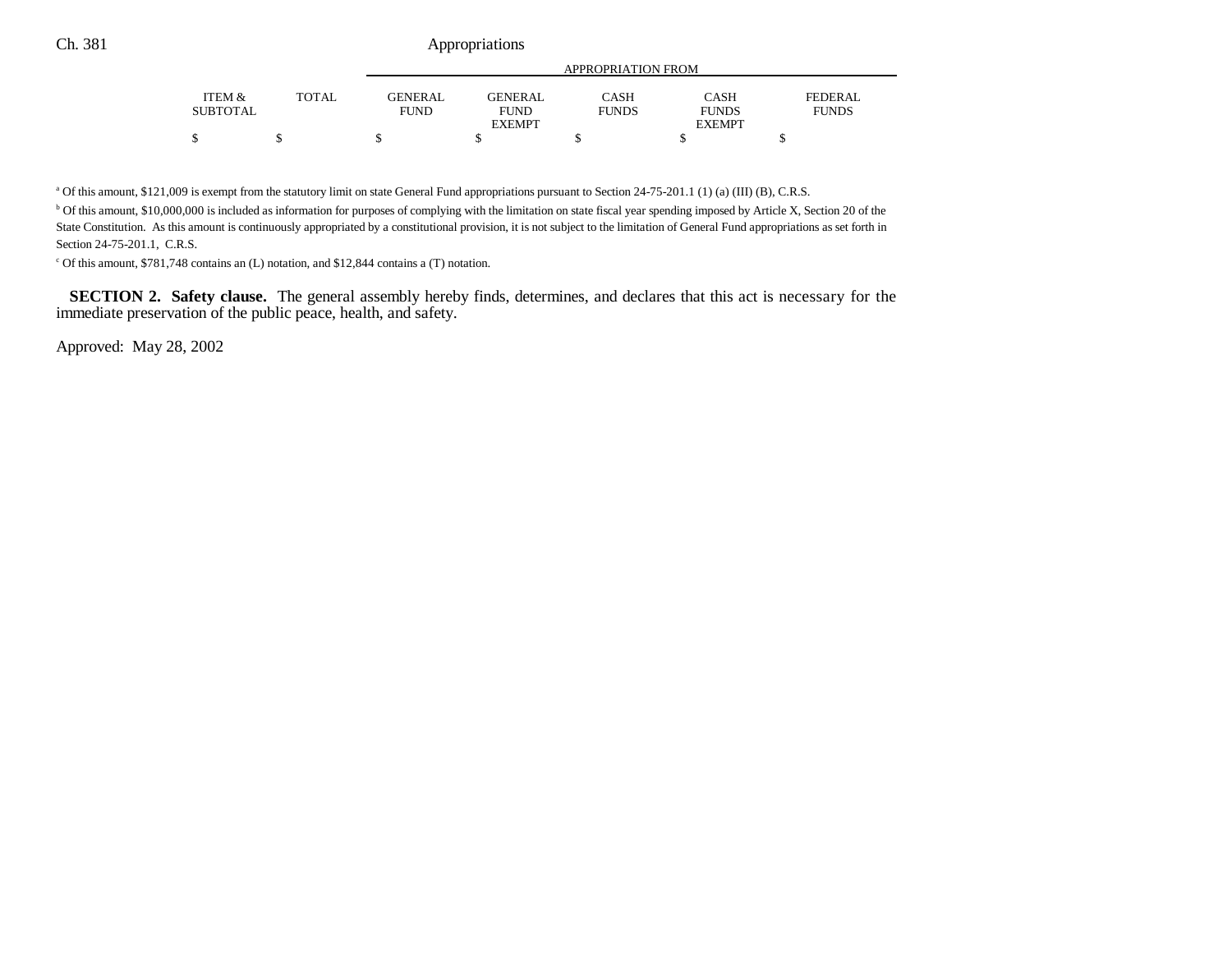| ITEM & SUBTOTAL | TOTAL | GENERAL FUND | GENERAL FUND EXEMPT | CASH FUNDS | CASH FUNDS EXEMPT | FEDERAL FUNDS |
|---|---|---|---|---|---|---|
| | | APPROPRIATION FROM | | | | |
| $ | $ | $ | $ | $ | $ | $ |

[a] Of this amount, $121,009 is exempt from the statutory limit on state General Fund appropriations pursuant to Section 24-75-201.1 (1) (a) (III) (B), C.R.S.

[b] Of this amount, $10,000,000 is included as information for purposes of complying with the limitation on state fiscal year spending imposed by Article X, Section 20 of the State Constitution. As this amount is continuously appropriated by a constitutional provision, it is not subject to the limitation of General Fund appropriations as set forth in Section 24-75-201.1, C.R.S.

[c] Of this amount, $781,748 contains an (L) notation, and $12,844 contains a (T) notation.

**SECTION 2. Safety clause.** The general assembly hereby finds, determines, and declares that this act is necessary for the immediate preservation of the public peace, health, and safety.

Approved: May 28, 2002